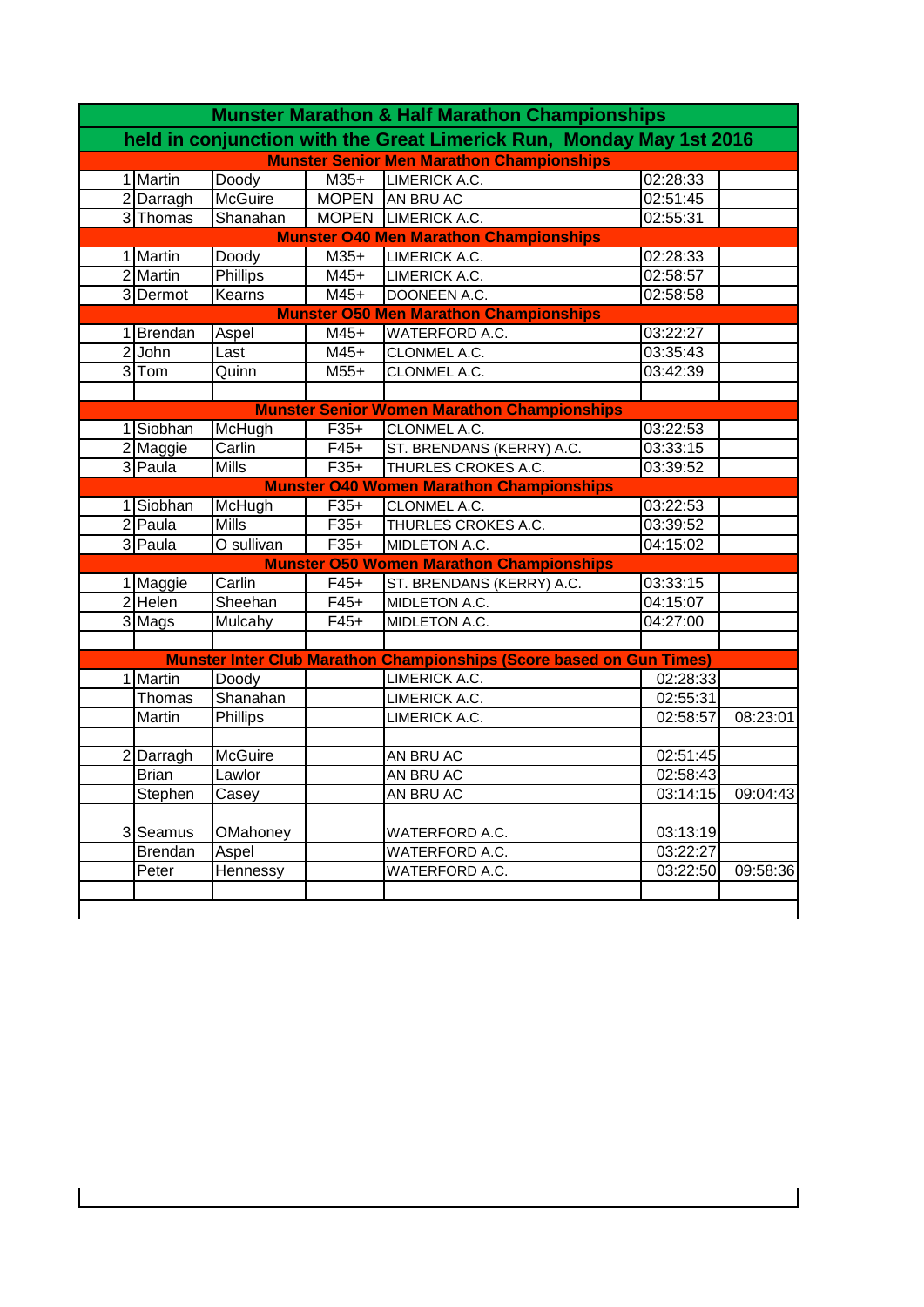# Munster Marathon & Half Marathon Championships

## held in conjunction with the Great Limerick Run, Monday May 1st 2016

| Pos | First Name | Surname | Category | Club | Time | Team Total |
|---|---|---|---|---|---|---|
| **Munster Senior Men Marathon Championships** | | | | | | |
| 1 | Martin | Doody | M35+ | LIMERICK A.C. | 02:28:33 | |
| 2 | Darragh | McGuire | MOPEN | AN BRU AC | 02:51:45 | |
| 3 | Thomas | Shanahan | MOPEN | LIMERICK A.C. | 02:55:31 | |
| **Munster O40 Men Marathon Championships** | | | | | | |
| 1 | Martin | Doody | M35+ | LIMERICK A.C. | 02:28:33 | |
| 2 | Martin | Phillips | M45+ | LIMERICK A.C. | 02:58:57 | |
| 3 | Dermot | Kearns | M45+ | DOONEEN A.C. | 02:58:58 | |
| **Munster O50 Men Marathon Championships** | | | | | | |
| 1 | Brendan | Aspel | M45+ | WATERFORD A.C. | 03:22:27 | |
| 2 | John | Last | M45+ | CLONMEL A.C. | 03:35:43 | |
| 3 | Tom | Quinn | M55+ | CLONMEL A.C. | 03:42:39 | |
| | | | | | | |
| **Munster Senior Women Marathon Championships** | | | | | | |
| 1 | Siobhan | McHugh | F35+ | CLONMEL A.C. | 03:22:53 | |
| 2 | Maggie | Carlin | F45+ | ST. BRENDANS (KERRY) A.C. | 03:33:15 | |
| 3 | Paula | Mills | F35+ | THURLES CROKES A.C. | 03:39:52 | |
| **Munster O40 Women Marathon Championships** | | | | | | |
| 1 | Siobhan | McHugh | F35+ | CLONMEL A.C. | 03:22:53 | |
| 2 | Paula | Mills | F35+ | THURLES CROKES A.C. | 03:39:52 | |
| 3 | Paula | O sullivan | F35+ | MIDLETON A.C. | 04:15:02 | |
| **Munster O50 Women Marathon Championships** | | | | | | |
| 1 | Maggie | Carlin | F45+ | ST. BRENDANS (KERRY) A.C. | 03:33:15 | |
| 2 | Helen | Sheehan | F45+ | MIDLETON A.C. | 04:15:07 | |
| 3 | Mags | Mulcahy | F45+ | MIDLETON A.C. | 04:27:00 | |
| | | | | | | |
| **Munster Inter Club Marathon Championships (Score based on Gun Times)** | | | | | | |
| 1 | Martin | Doody | | LIMERICK A.C. | 02:28:33 | |
| | Thomas | Shanahan | | LIMERICK A.C. | 02:55:31 | |
| | Martin | Phillips | | LIMERICK A.C. | 02:58:57 | 08:23:01 |
| | | | | | | |
| 2 | Darragh | McGuire | | AN BRU AC | 02:51:45 | |
| | Brian | Lawlor | | AN BRU AC | 02:58:43 | |
| | Stephen | Casey | | AN BRU AC | 03:14:15 | 09:04:43 |
| | | | | | | |
| 3 | Seamus | OMahoney | | WATERFORD A.C. | 03:13:19 | |
| | Brendan | Aspel | | WATERFORD A.C. | 03:22:27 | |
| | Peter | Hennessy | | WATERFORD A.C. | 03:22:50 | 09:58:36 |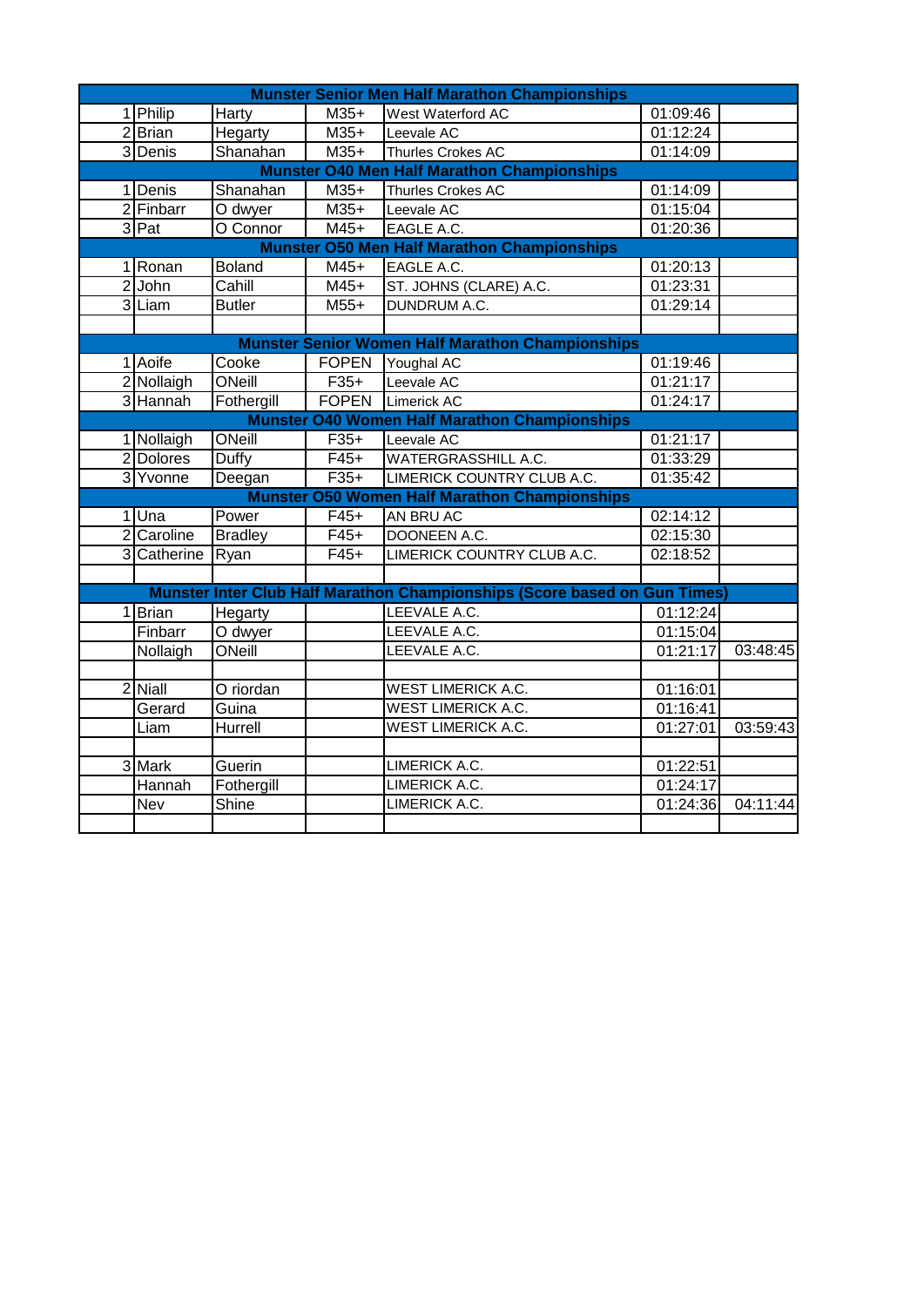| Munster Senior Men Half Marathon Championships | | | | | | |
|---|---|---|---|---|---|---|
| 1 | Philip | Harty | M35+ | West Waterford AC | 01:09:46 | |
| 2 | Brian | Hegarty | M35+ | Leevale AC | 01:12:24 | |
| 3 | Denis | Shanahan | M35+ | Thurles Crokes AC | 01:14:09 | |
| **Munster O40 Men Half Marathon Championships** | | | | | | |
| 1 | Denis | Shanahan | M35+ | Thurles Crokes AC | 01:14:09 | |
| 2 | Finbarr | O dwyer | M35+ | Leevale AC | 01:15:04 | |
| 3 | Pat | O Connor | M45+ | EAGLE A.C. | 01:20:36 | |
| **Munster O50 Men Half Marathon Championships** | | | | | | |
| 1 | Ronan | Boland | M45+ | EAGLE A.C. | 01:20:13 | |
| 2 | John | Cahill | M45+ | ST. JOHNS (CLARE) A.C. | 01:23:31 | |
| 3 | Liam | Butler | M55+ | DUNDRUM A.C. | 01:29:14 | |
| | | | | | | |
| **Munster Senior Women Half Marathon Championships** | | | | | | |
| 1 | Aoife | Cooke | FOPEN | Youghal AC | 01:19:46 | |
| 2 | Nollaigh | ONeill | F35+ | Leevale AC | 01:21:17 | |
| 3 | Hannah | Fothergill | FOPEN | Limerick AC | 01:24:17 | |
| **Munster O40 Women Half Marathon Championships** | | | | | | |
| 1 | Nollaigh | ONeill | F35+ | Leevale AC | 01:21:17 | |
| 2 | Dolores | Duffy | F45+ | WATERGRASSHILL A.C. | 01:33:29 | |
| 3 | Yvonne | Deegan | F35+ | LIMERICK COUNTRY CLUB A.C. | 01:35:42 | |
| **Munster O50 Women Half Marathon Championships** | | | | | | |
| 1 | Una | Power | F45+ | AN BRU AC | 02:14:12 | |
| 2 | Caroline | Bradley | F45+ | DOONEEN A.C. | 02:15:30 | |
| 3 | Catherine | Ryan | F45+ | LIMERICK COUNTRY CLUB A.C. | 02:18:52 | |
| | | | | | | |
| **Munster Inter Club Half Marathon Championships (Score based on Gun Times)** | | | | | | |
| 1 | Brian | Hegarty | | LEEVALE A.C. | 01:12:24 | |
| | Finbarr | O dwyer | | LEEVALE A.C. | 01:15:04 | |
| | Nollaigh | ONeill | | LEEVALE A.C. | 01:21:17 | 03:48:45 |
| | | | | | | |
| 2 | Niall | O riordan | | WEST LIMERICK A.C. | 01:16:01 | |
| | Gerard | Guina | | WEST LIMERICK A.C. | 01:16:41 | |
| | Liam | Hurrell | | WEST LIMERICK A.C. | 01:27:01 | 03:59:43 |
| | | | | | | |
| 3 | Mark | Guerin | | LIMERICK A.C. | 01:22:51 | |
| | Hannah | Fothergill | | LIMERICK A.C. | 01:24:17 | |
| | Nev | Shine | | LIMERICK A.C. | 01:24:36 | 04:11:44 |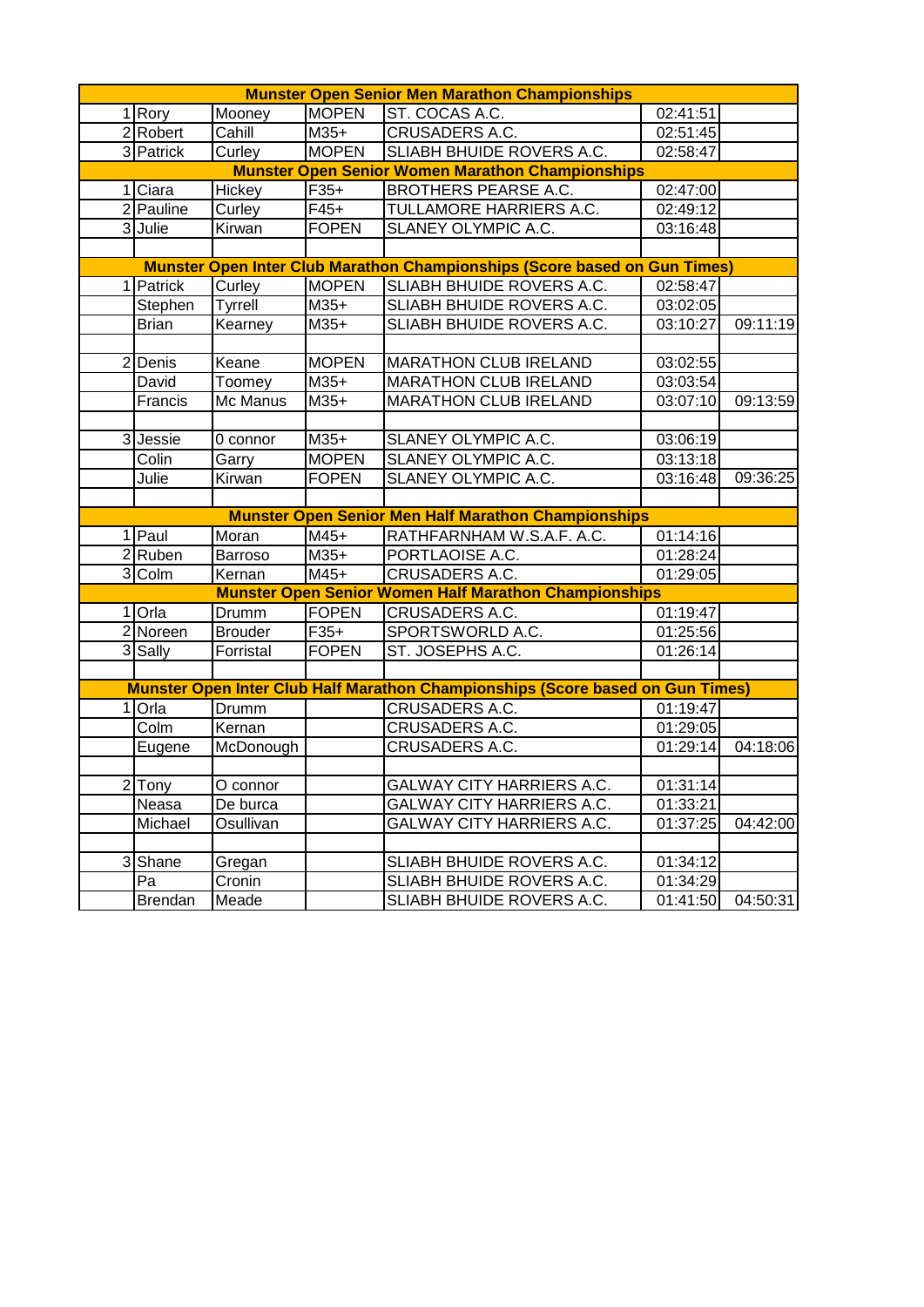| | | | | | | |
|---|---|---|---|---|---|---|
| **Munster Open Senior Men Marathon Championships** | | | | | | |
| 1 | Rory | Mooney | MOPEN | ST. COCAS A.C. | 02:41:51 | |
| 2 | Robert | Cahill | M35+ | CRUSADERS A.C. | 02:51:45 | |
| 3 | Patrick | Curley | MOPEN | SLIABH BHUIDE ROVERS A.C. | 02:58:47 | |
| **Munster Open Senior Women Marathon Championships** | | | | | | |
| 1 | Ciara | Hickey | F35+ | BROTHERS PEARSE A.C. | 02:47:00 | |
| 2 | Pauline | Curley | F45+ | TULLAMORE HARRIERS A.C. | 02:49:12 | |
| 3 | Julie | Kirwan | FOPEN | SLANEY OLYMPIC A.C. | 03:16:48 | |
| | | | | | | |
| **Munster Open Inter Club Marathon Championships (Score based on Gun Times)** | | | | | | |
| 1 | Patrick | Curley | MOPEN | SLIABH BHUIDE ROVERS A.C. | 02:58:47 | |
| | Stephen | Tyrrell | M35+ | SLIABH BHUIDE ROVERS A.C. | 03:02:05 | |
| | Brian | Kearney | M35+ | SLIABH BHUIDE ROVERS A.C. | 03:10:27 | 09:11:19 |
| | | | | | | |
| 2 | Denis | Keane | MOPEN | MARATHON CLUB IRELAND | 03:02:55 | |
| | David | Toomey | M35+ | MARATHON CLUB IRELAND | 03:03:54 | |
| | Francis | Mc Manus | M35+ | MARATHON CLUB IRELAND | 03:07:10 | 09:13:59 |
| | | | | | | |
| 3 | Jessie | 0 connor | M35+ | SLANEY OLYMPIC A.C. | 03:06:19 | |
| | Colin | Garry | MOPEN | SLANEY OLYMPIC A.C. | 03:13:18 | |
| | Julie | Kirwan | FOPEN | SLANEY OLYMPIC A.C. | 03:16:48 | 09:36:25 |
| | | | | | | |
| **Munster Open Senior Men Half Marathon Championships** | | | | | | |
| 1 | Paul | Moran | M45+ | RATHFARNHAM W.S.A.F. A.C. | 01:14:16 | |
| 2 | Ruben | Barroso | M35+ | PORTLAOISE A.C. | 01:28:24 | |
| 3 | Colm | Kernan | M45+ | CRUSADERS A.C. | 01:29:05 | |
| **Munster Open Senior Women Half Marathon Championships** | | | | | | |
| 1 | Orla | Drumm | FOPEN | CRUSADERS A.C. | 01:19:47 | |
| 2 | Noreen | Brouder | F35+ | SPORTSWORLD A.C. | 01:25:56 | |
| 3 | Sally | Forristal | FOPEN | ST. JOSEPHS A.C. | 01:26:14 | |
| | | | | | | |
| **Munster Open Inter Club Half Marathon Championships (Score based on Gun Times)** | | | | | | |
| 1 | Orla | Drumm | | CRUSADERS A.C. | 01:19:47 | |
| | Colm | Kernan | | CRUSADERS A.C. | 01:29:05 | |
| | Eugene | McDonough | | CRUSADERS A.C. | 01:29:14 | 04:18:06 |
| | | | | | | |
| 2 | Tony | O connor | | GALWAY CITY HARRIERS A.C. | 01:31:14 | |
| | Neasa | De burca | | GALWAY CITY HARRIERS A.C. | 01:33:21 | |
| | Michael | Osullivan | | GALWAY CITY HARRIERS A.C. | 01:37:25 | 04:42:00 |
| | | | | | | |
| 3 | Shane | Gregan | | SLIABH BHUIDE ROVERS A.C. | 01:34:12 | |
| | Pa | Cronin | | SLIABH BHUIDE ROVERS A.C. | 01:34:29 | |
| | Brendan | Meade | | SLIABH BHUIDE ROVERS A.C. | 01:41:50 | 04:50:31 |